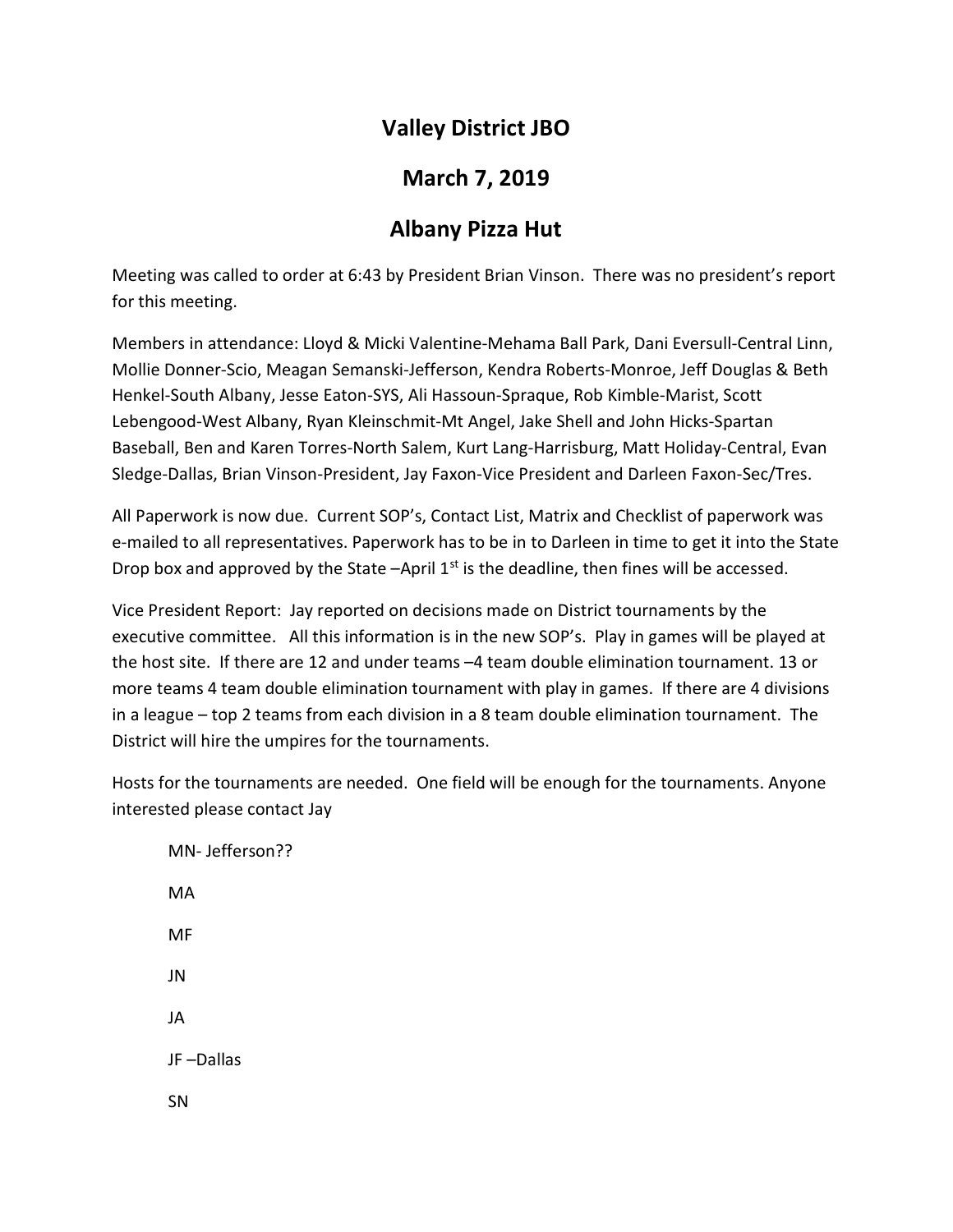# Valley District JBO

## March 7, 2019

## Albany Pizza Hut

Meeting was called to order at 6:43 by President Brian Vinson. There was no president's report for this meeting.

Members in attendance: Lloyd & Micki Valentine-Mehama Ball Park, Dani Eversull-Central Linn, Mollie Donner-Scio, Meagan Semanski-Jefferson, Kendra Roberts-Monroe, Jeff Douglas & Beth Henkel-South Albany, Jesse Eaton-SYS, Ali Hassoun-Sprague, Rob Kimble-Marist, Scott Lebengood-West Albany, Ryan Kleinschmit-Mt Angel, Jake Shell and John Hicks-Spartan Baseball, Ben and Karen Torres-North Salem, Kurt Lang-Harrisburg, Matt Holiday-Central, Evan Sledge-Dallas, Brian Vinson-President, Jay Faxon-Vice President and Darleen Faxon-Sec/Tres.

All Paperwork is now due. Current SOP's, Contact List, Matrix and Checklist of paperwork was e-mailed to all representatives. Paperwork has to be in to Darleen in time to get it into the State Drop box and approved by the State –April 1st is the deadline, then fines will be accessed.

Vice President Report: Jay reported on decisions made on District tournaments by the executive committee. All this information is in the new SOP's. Play in games will be played at the host site. If there are 12 and under teams –4 team double elimination tournament. 13 or more teams 4 team double elimination tournament with play in games. If there are 4 divisions in a league – top 2 teams from each division in a 8 team double elimination tournament. The District will hire the umpires for the tournaments.

Hosts for the tournaments are needed. One field will be enough for the tournaments. Anyone interested please contact Jay

MN- Jefferson??

MA

MF

JN

JA

JF –Dallas

SN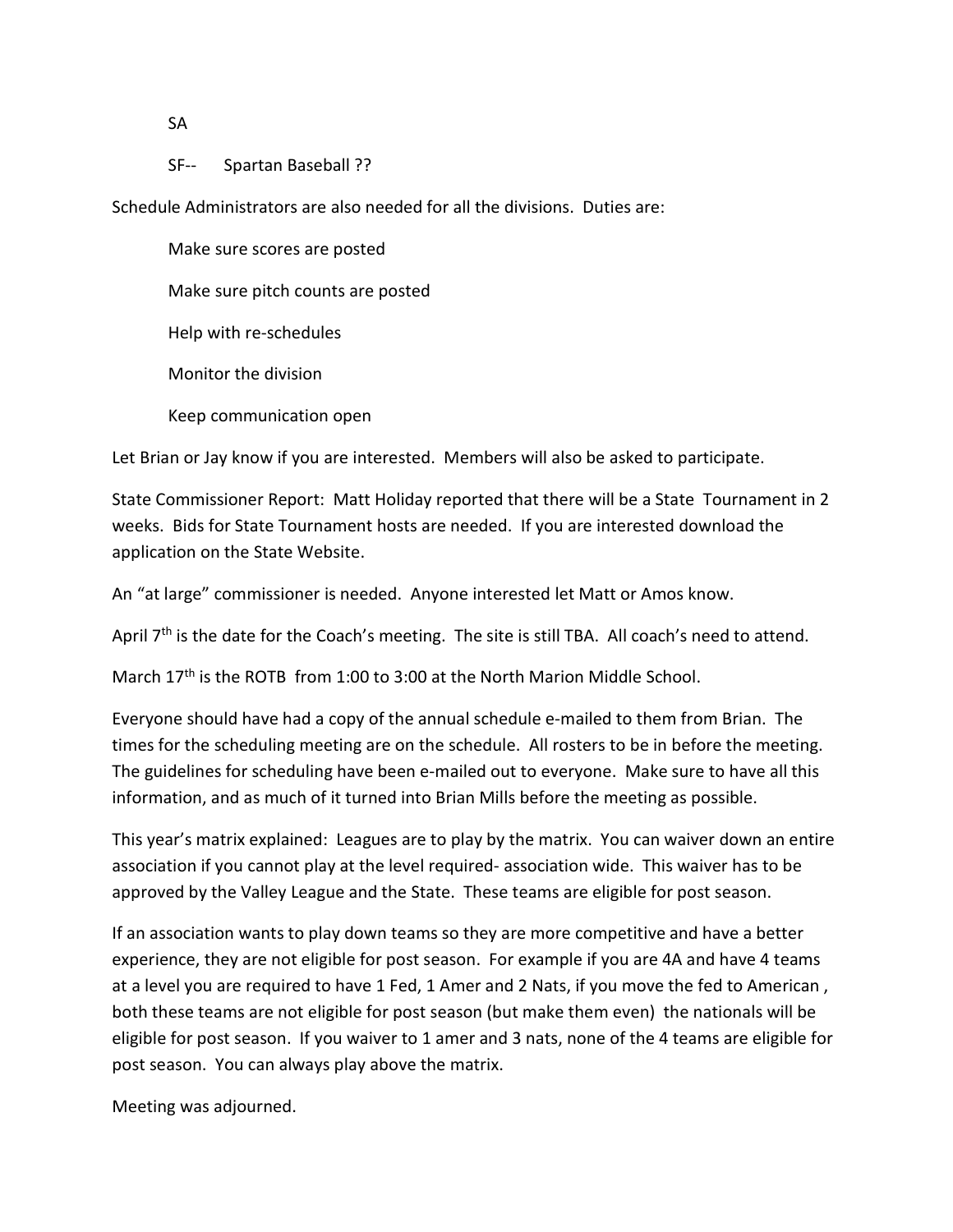SA

SF-- Spartan Baseball ??

Schedule Administrators are also needed for all the divisions. Duties are:

Make sure scores are posted

Make sure pitch counts are posted

Help with re-schedules

Monitor the division

Keep communication open

Let Brian or Jay know if you are interested. Members will also be asked to participate.

State Commissioner Report: Matt Holiday reported that there will be a State Tournament in 2 weeks. Bids for State Tournament hosts are needed. If you are interested download the application on the State Website.

An "at large" commissioner is needed. Anyone interested let Matt or Amos know.

April 7th is the date for the Coach's meeting. The site is still TBA. All coach's need to attend.

March 17th is the ROTB from 1:00 to 3:00 at the North Marion Middle School.

Everyone should have had a copy of the annual schedule e-mailed to them from Brian. The times for the scheduling meeting are on the schedule. All rosters to be in before the meeting. The guidelines for scheduling have been e-mailed out to everyone. Make sure to have all this information, and as much of it turned into Brian Mills before the meeting as possible.

This year's matrix explained: Leagues are to play by the matrix. You can waiver down an entire association if you cannot play at the level required- association wide. This waiver has to be approved by the Valley League and the State. These teams are eligible for post season.

If an association wants to play down teams so they are more competitive and have a better experience, they are not eligible for post season. For example if you are 4A and have 4 teams at a level you are required to have 1 Fed, 1 Amer and 2 Nats, if you move the fed to American , both these teams are not eligible for post season (but make them even) the nationals will be eligible for post season. If you waiver to 1 amer and 3 nats, none of the 4 teams are eligible for post season. You can always play above the matrix.

Meeting was adjourned.